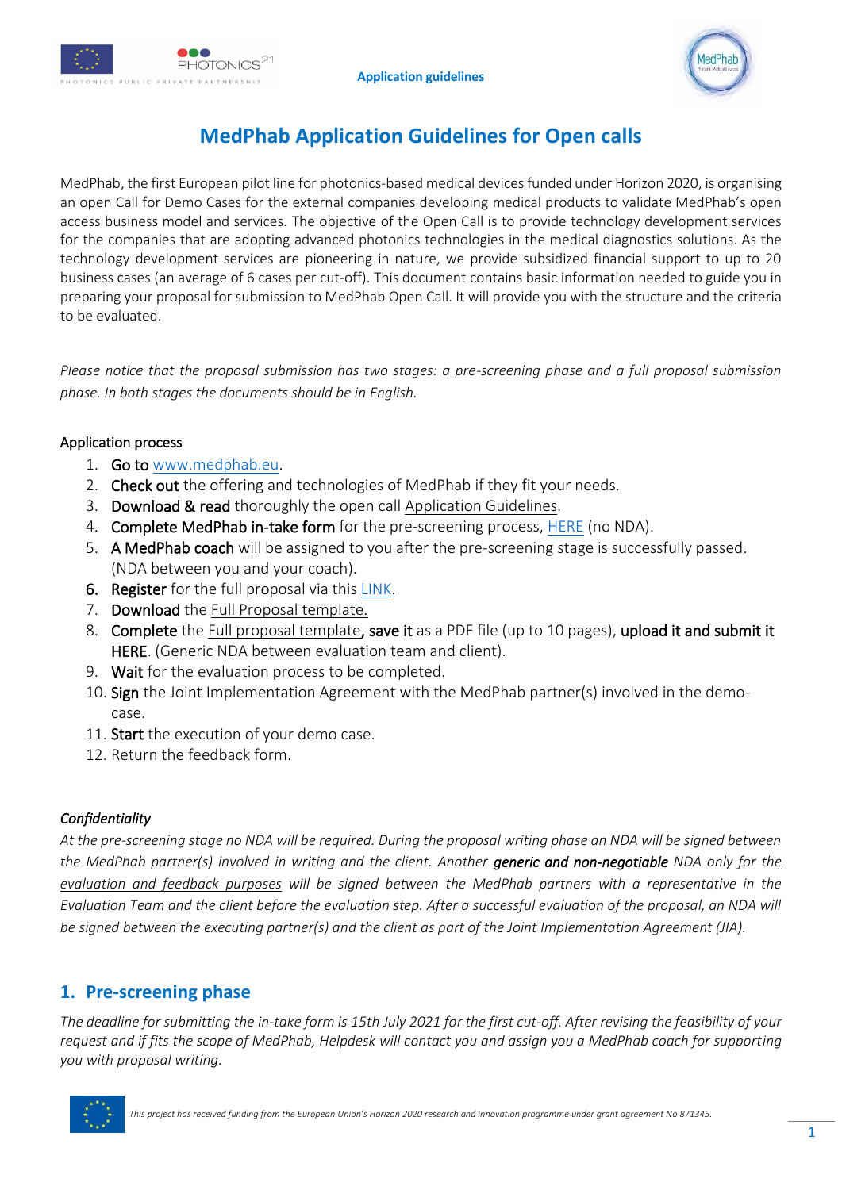# MedPhab Application Guidelines for Open calls

MedPhab, the first European pilot line for photonics-based medical devices funded under Horizon 2020, is organising an open Call for Demo Cases for the external companies developing medical products to validate MedPhab's open access business model and services. The objective of the Open Call is to provide technology development services for the companies that are adopting advanced photonics technologies in the medical diagnostics solutions. As the technology development services are pioneering in nature, we provide subsidized financial support to up to 20 business cases (an average of 6 cases per cut-off). This document contains basic information needed to guide you in preparing your proposal for submission to MedPhab Open Call. It will provide you with the structure and the criteria to be evaluated.

*Please notice that the proposal submission has two stages: a pre-screening phase and a full proposal submission phase. In both stages the documents should be in English.*

Application process

1. **Go to** www.medphab.eu.
2. **Check out** the offering and technologies of MedPhab if they fit your needs.
3. **Download & read** thoroughly the open call Application Guidelines.
4. **Complete MedPhab in-take form** for the pre-screening process, HERE (no NDA).
5. **A MedPhab coach** will be assigned to you after the pre-screening stage is successfully passed. (NDA between you and your coach).
6. **Register** for the full proposal via this LINK.
7. **Download** the Full Proposal template.
8. **Complete** the Full proposal template, **save it** as a PDF file (up to 10 pages), **upload it and submit it HERE**. (Generic NDA between evaluation team and client).
9. **Wait** for the evaluation process to be completed.
10. **Sign** the Joint Implementation Agreement with the MedPhab partner(s) involved in the demo-case.
11. **Start** the execution of your demo case.
12. Return the feedback form.

*Confidentiality*

*At the pre-screening stage no NDA will be required. During the proposal writing phase an NDA will be signed between the MedPhab partner(s) involved in writing and the client. Another **generic and non-negotiable** NDA only for the evaluation and feedback purposes will be signed between the MedPhab partners with a representative in the Evaluation Team and the client before the evaluation step. After a successful evaluation of the proposal, an NDA will be signed between the executing partner(s) and the client as part of the Joint Implementation Agreement (JIA).*

## 1. Pre-screening phase

*The deadline for submitting the in-take form is 15th July 2021 for the first cut-off. After revising the feasibility of your request and if fits the scope of MedPhab, Helpdesk will contact you and assign you a MedPhab coach for supporting you with proposal writing.*

*This project has received funding from the European Union's Horizon 2020 research and innovation programme under grant agreement No 871345.*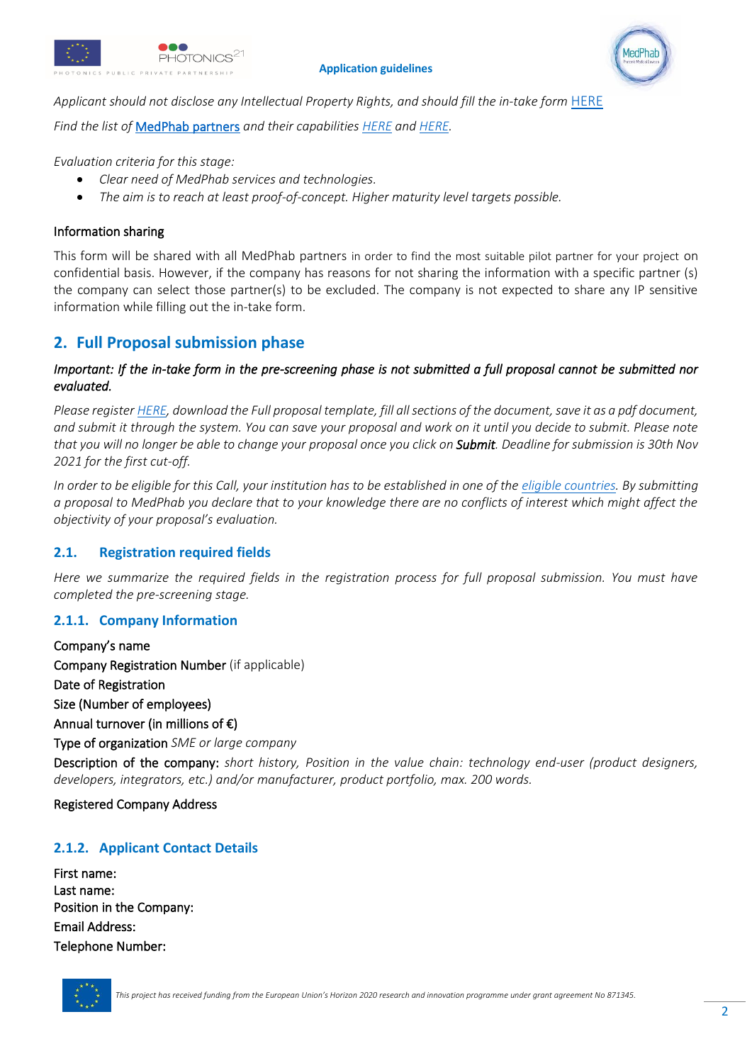*Applicant should not disclose any Intellectual Property Rights, and should fill the in-take form* HERE

*Find the list of* MedPhab partners *and their capabilities HERE and HERE.*

*Evaluation criteria for this stage:*

- *Clear need of MedPhab services and technologies.*
- *The aim is to reach at least proof-of-concept. Higher maturity level targets possible.*

Information sharing

This form will be shared with all MedPhab partners in order to find the most suitable pilot partner for your project on confidential basis. However, if the company has reasons for not sharing the information with a specific partner (s) the company can select those partner(s) to be excluded. The company is not expected to share any IP sensitive information while filling out the in-take form.

## 2. Full Proposal submission phase

***Important: If the in-take form in the pre-screening phase is not submitted a full proposal cannot be submitted nor evaluated.***

*Please register HERE, download the Full proposal template, fill all sections of the document, save it as a pdf document, and submit it through the system. You can save your proposal and work on it until you decide to submit. Please note that you will no longer be able to change your proposal once you click on* ***Submit****. Deadline for submission is 30th Nov 2021 for the first cut-off.*

*In order to be eligible for this Call, your institution has to be established in one of the eligible countries. By submitting a proposal to MedPhab you declare that to your knowledge there are no conflicts of interest which might affect the objectivity of your proposal's evaluation.*

### 2.1. Registration required fields

*Here we summarize the required fields in the registration process for full proposal submission. You must have completed the pre-screening stage.*

#### 2.1.1. Company Information

Company's name

Company Registration Number (if applicable)

Date of Registration

Size (Number of employees)

Annual turnover (in millions of €)

Type of organization *SME or large company*

Description of the company: *short history, Position in the value chain: technology end-user (product designers, developers, integrators, etc.) and/or manufacturer, product portfolio, max. 200 words.*

Registered Company Address

#### 2.1.2. Applicant Contact Details

First name:

Last name:

Position in the Company:

Email Address:

Telephone Number: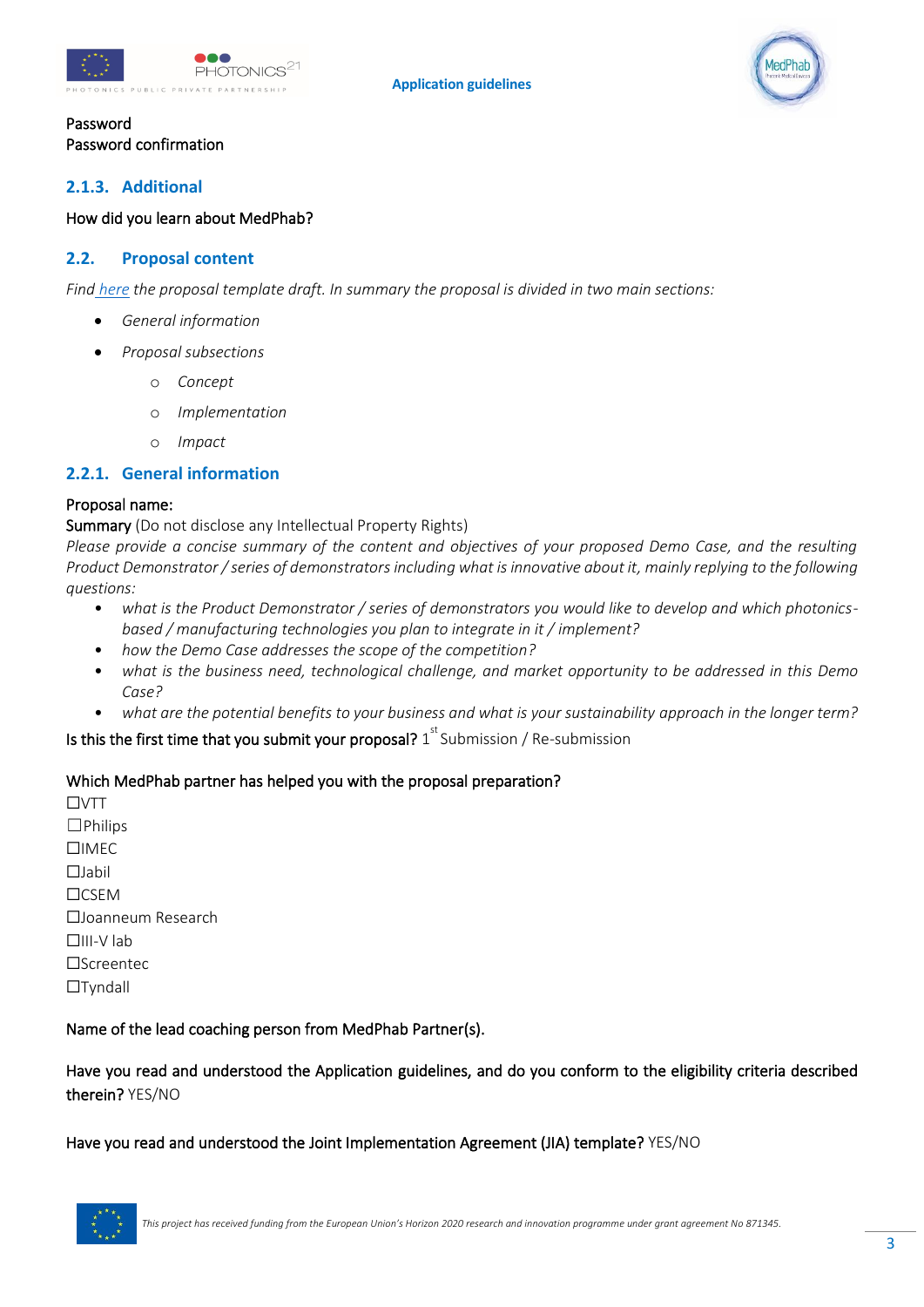Password
Password confirmation

### 2.1.3. Additional

How did you learn about MedPhab?

## 2.2. Proposal content

*Find here the proposal template draft. In summary the proposal is divided in two main sections:*

- *General information*
- *Proposal subsections*
  - *Concept*
  - *Implementation*
  - *Impact*

### 2.2.1. General information

Proposal name:
Summary (Do not disclose any Intellectual Property Rights)
*Please provide a concise summary of the content and objectives of your proposed Demo Case, and the resulting Product Demonstrator / series of demonstrators including what is innovative about it, mainly replying to the following questions:*

- *what is the Product Demonstrator / series of demonstrators you would like to develop and which photonics-based / manufacturing technologies you plan to integrate in it / implement?*
- *how the Demo Case addresses the scope of the competition?*
- *what is the business need, technological challenge, and market opportunity to be addressed in this Demo Case?*
- *what are the potential benefits to your business and what is your sustainability approach in the longer term?*

Is this the first time that you submit your proposal? 1st Submission / Re-submission

Which MedPhab partner has helped you with the proposal preparation?
☐VTT
☐Philips
☐IMEC
☐Jabil
☐CSEM
☐Joanneum Research
☐III-V lab
☐Screentec
☐Tyndall

Name of the lead coaching person from MedPhab Partner(s).

Have you read and understood the Application guidelines, and do you conform to the eligibility criteria described therein? YES/NO

Have you read and understood the Joint Implementation Agreement (JIA) template? YES/NO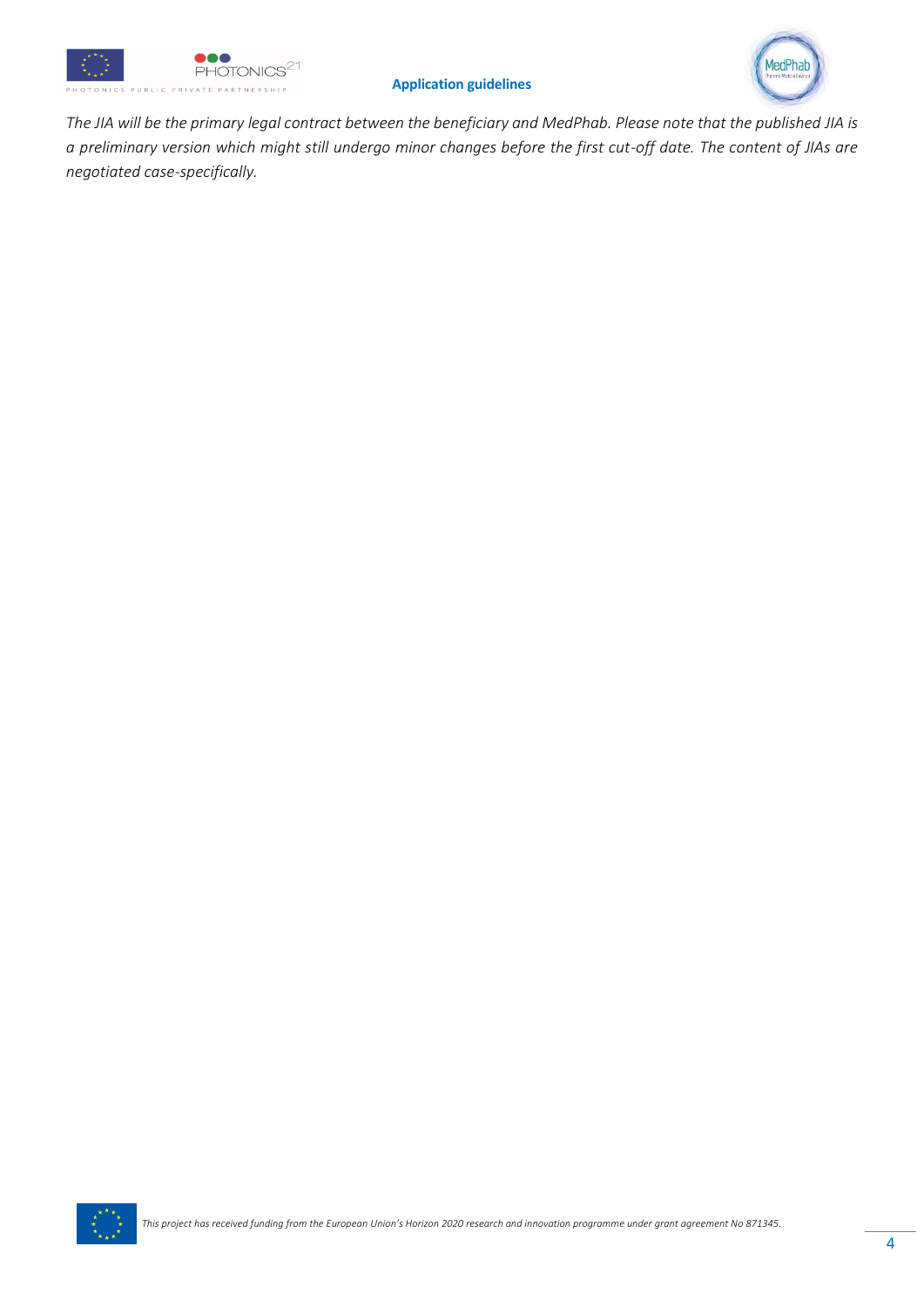*The JIA will be the primary legal contract between the beneficiary and MedPhab. Please note that the published JIA is a preliminary version which might still undergo minor changes before the first cut-off date. The content of JIAs are negotiated case-specifically.*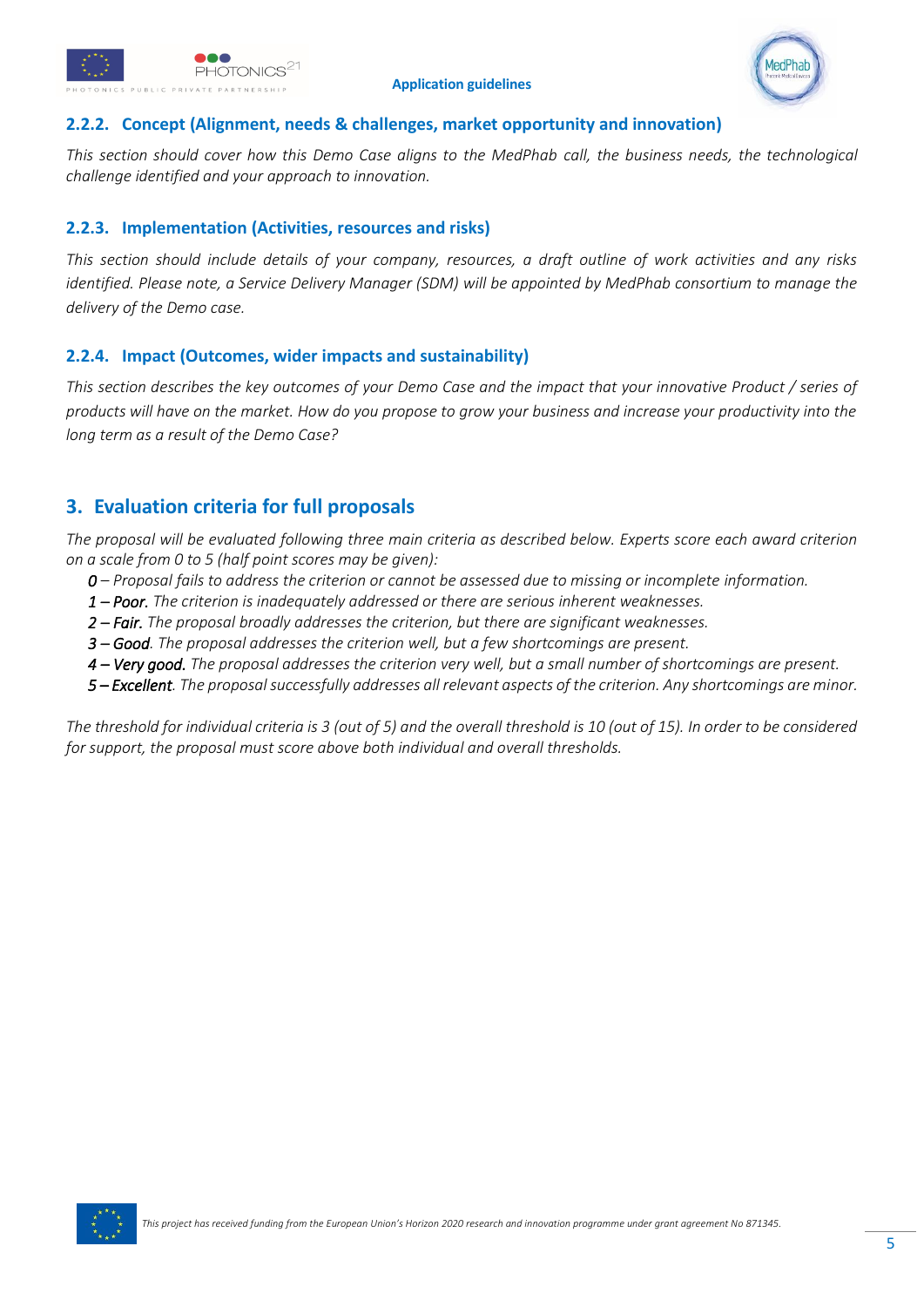### 2.2.2. Concept (Alignment, needs & challenges, market opportunity and innovation)

*This section should cover how this Demo Case aligns to the MedPhab call, the business needs, the technological challenge identified and your approach to innovation.*

### 2.2.3. Implementation (Activities, resources and risks)

*This section should include details of your company, resources, a draft outline of work activities and any risks identified. Please note, a Service Delivery Manager (SDM) will be appointed by MedPhab consortium to manage the delivery of the Demo case.*

### 2.2.4. Impact (Outcomes, wider impacts and sustainability)

*This section describes the key outcomes of your Demo Case and the impact that your innovative Product / series of products will have on the market. How do you propose to grow your business and increase your productivity into the long term as a result of the Demo Case?*

## 3. Evaluation criteria for full proposals

*The proposal will be evaluated following three main criteria as described below. Experts score each award criterion on a scale from 0 to 5 (half point scores may be given):*

- *0 – Proposal fails to address the criterion or cannot be assessed due to missing or incomplete information.*
- *1 – Poor. The criterion is inadequately addressed or there are serious inherent weaknesses.*
- *2 – Fair. The proposal broadly addresses the criterion, but there are significant weaknesses.*
- *3 – Good. The proposal addresses the criterion well, but a few shortcomings are present.*
- *4 – Very good. The proposal addresses the criterion very well, but a small number of shortcomings are present.*
- *5 – Excellent. The proposal successfully addresses all relevant aspects of the criterion. Any shortcomings are minor.*

*The threshold for individual criteria is 3 (out of 5) and the overall threshold is 10 (out of 15). In order to be considered for support, the proposal must score above both individual and overall thresholds.*